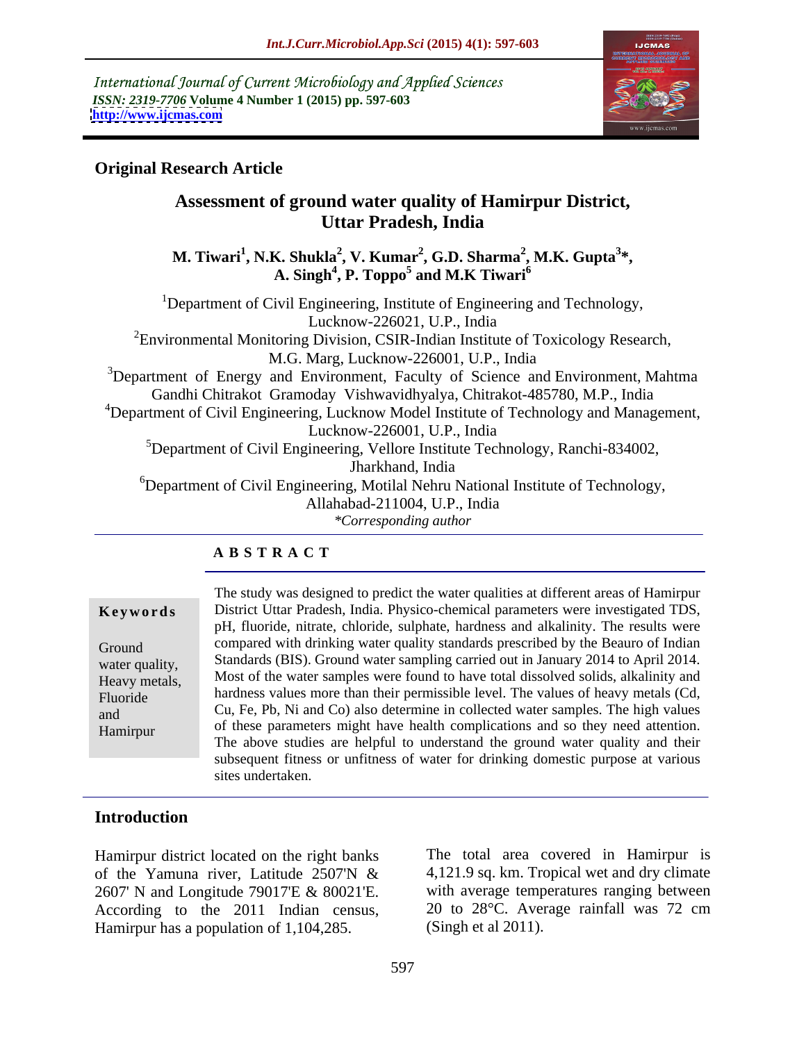International Journal of Current Microbiology and Applied Sciences
*ISSN: 2319-7706* **Volume 4 Number 1 (2015) pp. 597-603**
**http://www.ijcmas.com**

**Original Research Article**

# Assessment of ground water quality of Hamirpur District, Uttar Pradesh, India

**M. Tiwari[1], N.K. Shukla[2], V. Kumar[2], G.D. Sharma[2], M.K. Gupta[3]*, A. Singh[4], P. Toppo[5] and M.K Tiwari[6]**

[1]Department of Civil Engineering, Institute of Engineering and Technology, Lucknow-226021, U.P., India

[2]Environmental Monitoring Division, CSIR-Indian Institute of Toxicology Research, M.G. Marg, Lucknow-226001, U.P., India

[3]Department of Energy and Environment, Faculty of Science and Environment, Mahtma Gandhi Chitrakot Gramoday Vishwavidhyalya, Chitrakot-485780, M.P., India

[4]Department of Civil Engineering, Lucknow Model Institute of Technology and Management, Lucknow-226001, U.P., India

[5]Department of Civil Engineering, Vellore Institute Technology, Ranchi-834002, Jharkhand, India

[6]Department of Civil Engineering, Motilal Nehru National Institute of Technology, Allahabad-211004, U.P., India

*\*Corresponding author*

## A B S T R A C T

**Keywords**

Ground water quality, Heavy metals, Fluoride and Hamirpur

The study was designed to predict the water qualities at different areas of Hamirpur District Uttar Pradesh, India. Physico-chemical parameters were investigated TDS, pH, fluoride, nitrate, chloride, sulphate, hardness and alkalinity. The results were compared with drinking water quality standards prescribed by the Beauro of Indian Standards (BIS). Ground water sampling carried out in January 2014 to April 2014. Most of the water samples were found to have total dissolved solids, alkalinity and hardness values more than their permissible level. The values of heavy metals (Cd, Cu, Fe, Pb, Ni and Co) also determine in collected water samples. The high values of these parameters might have health complications and so they need attention. The above studies are helpful to understand the ground water quality and their subsequent fitness or unfitness of water for drinking domestic purpose at various sites undertaken.

## Introduction

Hamirpur district located on the right banks of the Yamuna river, Latitude 2507'N & 2607' N and Longitude 79017'E & 80021'E. According to the 2011 Indian census, Hamirpur has a population of 1,104,285.

The total area covered in Hamirpur is 4,121.9 sq. km. Tropical wet and dry climate with average temperatures ranging between 20 to 28°C. Average rainfall was 72 cm (Singh et al 2011).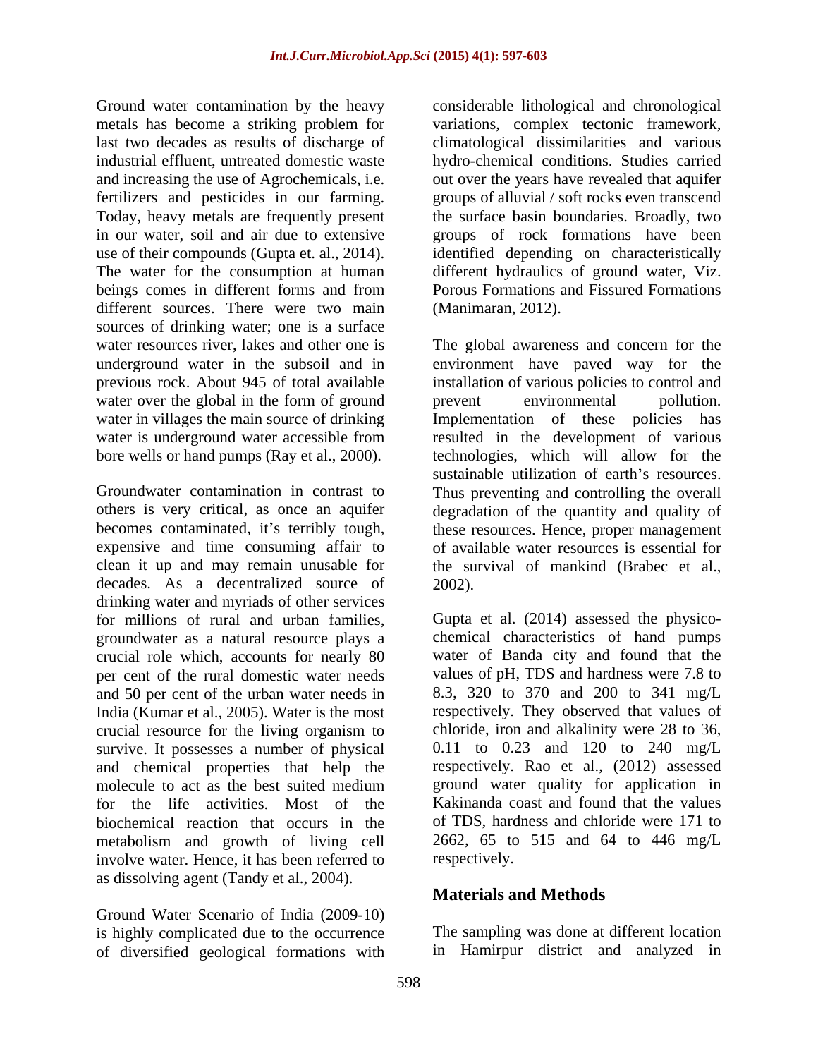Ground water contamination by the heavy metals has become a striking problem for last two decades as results of discharge of industrial effluent, untreated domestic waste and increasing the use of Agrochemicals, i.e. fertilizers and pesticides in our farming. Today, heavy metals are frequently present in our water, soil and air due to extensive use of their compounds (Gupta et. al., 2014). The water for the consumption at human beings comes in different forms and from different sources. There were two main sources of drinking water; one is a surface water resources river, lakes and other one is underground water in the subsoil and in previous rock. About 945 of total available water over the global in the form of ground water in villages the main source of drinking water is underground water accessible from bore wells or hand pumps (Ray et al., 2000).

Groundwater contamination in contrast to others is very critical, as once an aquifer becomes contaminated, it's terribly tough, expensive and time consuming affair to clean it up and may remain unusable for decades. As a decentralized source of drinking water and myriads of other services for millions of rural and urban families, groundwater as a natural resource plays a crucial role which, accounts for nearly 80 per cent of the rural domestic water needs and 50 per cent of the urban water needs in India (Kumar et al., 2005). Water is the most crucial resource for the living organism to survive. It possesses a number of physical and chemical properties that help the molecule to act as the best suited medium for the life activities. Most of the biochemical reaction that occurs in the metabolism and growth of living cell involve water. Hence, it has been referred to as dissolving agent (Tandy et al., 2004).

Ground Water Scenario of India (2009-10) is highly complicated due to the occurrence of diversified geological formations with considerable lithological and chronological variations, complex tectonic framework, climatological dissimilarities and various hydro-chemical conditions. Studies carried out over the years have revealed that aquifer groups of alluvial / soft rocks even transcend the surface basin boundaries. Broadly, two groups of rock formations have been identified depending on characteristically different hydraulics of ground water, Viz. Porous Formations and Fissured Formations (Manimaran, 2012).

The global awareness and concern for the environment have paved way for the installation of various policies to control and prevent environmental pollution. Implementation of these policies has resulted in the development of various technologies, which will allow for the sustainable utilization of earth's resources. Thus preventing and controlling the overall degradation of the quantity and quality of these resources. Hence, proper management of available water resources is essential for the survival of mankind (Brabec et al., 2002).

Gupta et al. (2014) assessed the physico-chemical characteristics of hand pumps water of Banda city and found that the values of pH, TDS and hardness were 7.8 to 8.3, 320 to 370 and 200 to 341 mg/L respectively. They observed that values of chloride, iron and alkalinity were 28 to 36, 0.11 to 0.23 and 120 to 240 mg/L respectively. Rao et al., (2012) assessed ground water quality for application in Kakinanda coast and found that the values of TDS, hardness and chloride were 171 to 2662, 65 to 515 and 64 to 446 mg/L respectively.

## Materials and Methods

The sampling was done at different location in Hamirpur district and analyzed in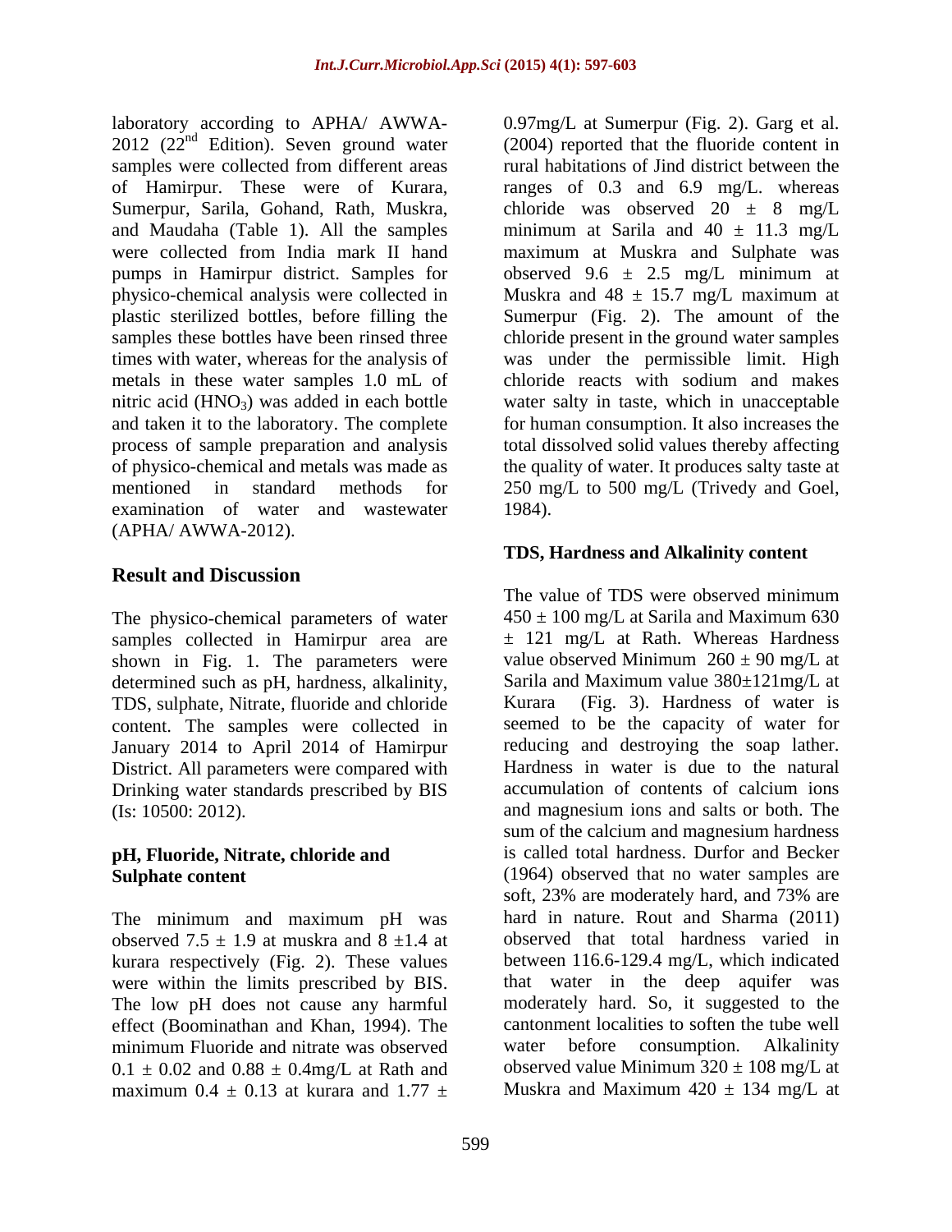laboratory according to APHA/ AWWA-2012 (22[nd] Edition). Seven ground water samples were collected from different areas of Hamirpur. These were of Kurara, Sumerpur, Sarila, Gohand, Rath, Muskra, and Maudaha (Table 1). All the samples were collected from India mark II hand pumps in Hamirpur district. Samples for physico-chemical analysis were collected in plastic sterilized bottles, before filling the samples these bottles have been rinsed three times with water, whereas for the analysis of metals in these water samples 1.0 mL of nitric acid ($HNO_3$) was added in each bottle and taken it to the laboratory. The complete process of sample preparation and analysis of physico-chemical and metals was made as mentioned in standard methods for examination of water and wastewater (APHA/ AWWA-2012).

## Result and Discussion

The physico-chemical parameters of water samples collected in Hamirpur area are shown in Fig. 1. The parameters were determined such as pH, hardness, alkalinity, TDS, sulphate, Nitrate, fluoride and chloride content. The samples were collected in January 2014 to April 2014 of Hamirpur District. All parameters were compared with Drinking water standards prescribed by BIS (Is: 10500: 2012).

### pH, Fluoride, Nitrate, chloride and Sulphate content

The minimum and maximum pH was observed $7.5 \pm 1.9$ at muskra and $8 \pm 1.4$ at kurara respectively (Fig. 2). These values were within the limits prescribed by BIS. The low pH does not cause any harmful effect (Boominathan and Khan, 1994). The minimum Fluoride and nitrate was observed $0.1 \pm 0.02$ and $0.88 \pm 0.4$mg/L at Rath and maximum $0.4 \pm 0.13$ at kurara and $1.77 \pm 0.97$mg/L at Sumerpur (Fig. 2). Garg et al. (2004) reported that the fluoride content in rural habitations of Jind district between the ranges of 0.3 and 6.9 mg/L. whereas chloride was observed $20 \pm 8$ mg/L minimum at Sarila and $40 \pm 11.3$ mg/L maximum at Muskra and Sulphate was observed $9.6 \pm 2.5$ mg/L minimum at Muskra and $48 \pm 15.7$ mg/L maximum at Sumerpur (Fig. 2). The amount of the chloride present in the ground water samples was under the permissible limit. High chloride reacts with sodium and makes water salty in taste, which in unacceptable for human consumption. It also increases the total dissolved solid values thereby affecting the quality of water. It produces salty taste at 250 mg/L to 500 mg/L (Trivedy and Goel, 1984).

### TDS, Hardness and Alkalinity content

The value of TDS were observed minimum $450 \pm 100$ mg/L at Sarila and Maximum $630 \pm 121$ mg/L at Rath. Whereas Hardness value observed Minimum $260 \pm 90$ mg/L at Sarila and Maximum value $380 \pm 121$mg/L at Kurara (Fig. 3). Hardness of water is seemed to be the capacity of water for reducing and destroying the soap lather. Hardness in water is due to the natural accumulation of contents of calcium ions and magnesium ions and salts or both. The sum of the calcium and magnesium hardness is called total hardness. Durfor and Becker (1964) observed that no water samples are soft, 23% are moderately hard, and 73% are hard in nature. Rout and Sharma (2011) observed that total hardness varied in between 116.6-129.4 mg/L, which indicated that water in the deep aquifer was moderately hard. So, it suggested to the cantonment localities to soften the tube well water before consumption. Alkalinity observed value Minimum $320 \pm 108$ mg/L at Muskra and Maximum $420 \pm 134$ mg/L at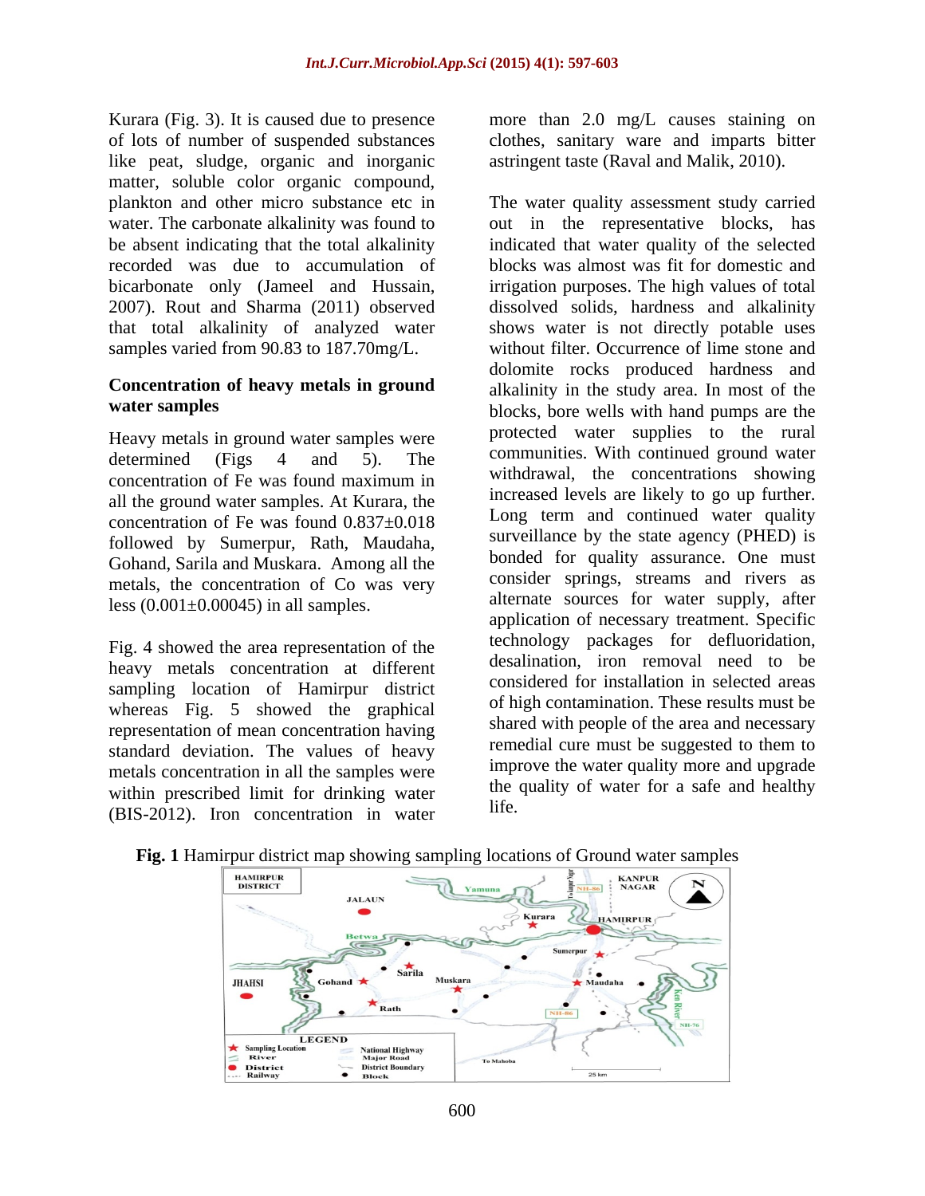Kurara (Fig. 3). It is caused due to presence of lots of number of suspended substances like peat, sludge, organic and inorganic matter, soluble color organic compound, plankton and other micro substance etc in water. The carbonate alkalinity was found to be absent indicating that the total alkalinity recorded was due to accumulation of bicarbonate only (Jameel and Hussain, 2007). Rout and Sharma (2011) observed that total alkalinity of analyzed water samples varied from 90.83 to 187.70mg/L.

## Concentration of heavy metals in ground water samples

Heavy metals in ground water samples were determined (Figs 4 and 5). The concentration of Fe was found maximum in all the ground water samples. At Kurara, the concentration of Fe was found 0.837±0.018 followed by Sumerpur, Rath, Maudaha, Gohand, Sarila and Muskara. Among all the metals, the concentration of Co was very less (0.001±0.00045) in all samples.

Fig. 4 showed the area representation of the heavy metals concentration at different sampling location of Hamirpur district whereas Fig. 5 showed the graphical representation of mean concentration having standard deviation. The values of heavy metals concentration in all the samples were within prescribed limit for drinking water (BIS-2012). Iron concentration in water more than 2.0 mg/L causes staining on clothes, sanitary ware and imparts bitter astringent taste (Raval and Malik, 2010).

The water quality assessment study carried out in the representative blocks, has indicated that water quality of the selected blocks was almost was fit for domestic and irrigation purposes. The high values of total dissolved solids, hardness and alkalinity shows water is not directly potable uses without filter. Occurrence of lime stone and dolomite rocks produced hardness and alkalinity in the study area. In most of the blocks, bore wells with hand pumps are the protected water supplies to the rural communities. With continued ground water withdrawal, the concentrations showing increased levels are likely to go up further. Long term and continued water quality surveillance by the state agency (PHED) is bonded for quality assurance. One must consider springs, streams and rivers as alternate sources for water supply, after application of necessary treatment. Specific technology packages for defluoridation, desalination, iron removal need to be considered for installation in selected areas of high contamination. These results must be shared with people of the area and necessary remedial cure must be suggested to them to improve the water quality more and upgrade the quality of water for a safe and healthy life.

**Fig. 1** Hamirpur district map showing sampling locations of Ground water samples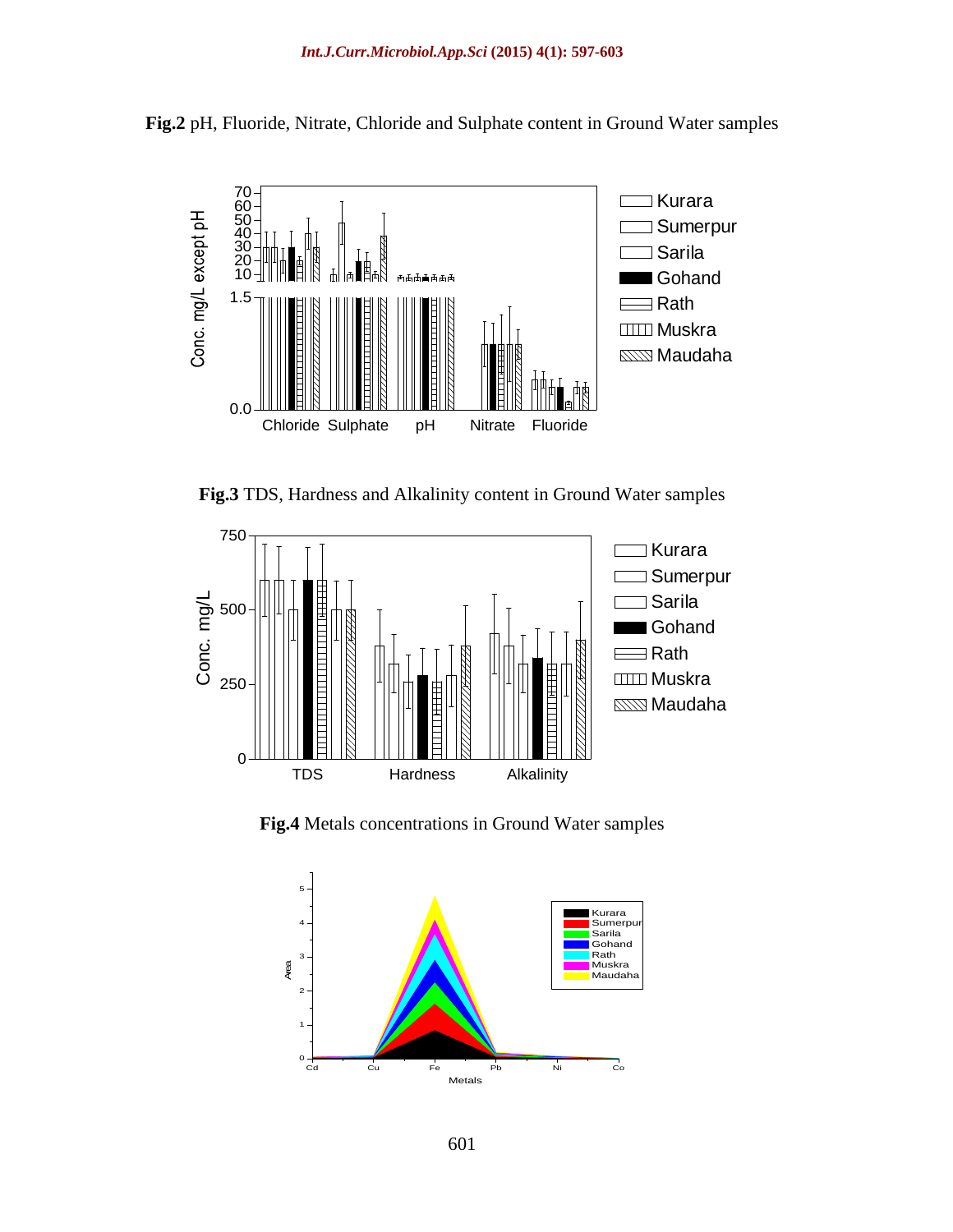**Fig.2** pH, Fluoride, Nitrate, Chloride and Sulphate content in Ground Water samples

**Fig.3** TDS, Hardness and Alkalinity content in Ground Water samples

**Fig.4** Metals concentrations in Ground Water samples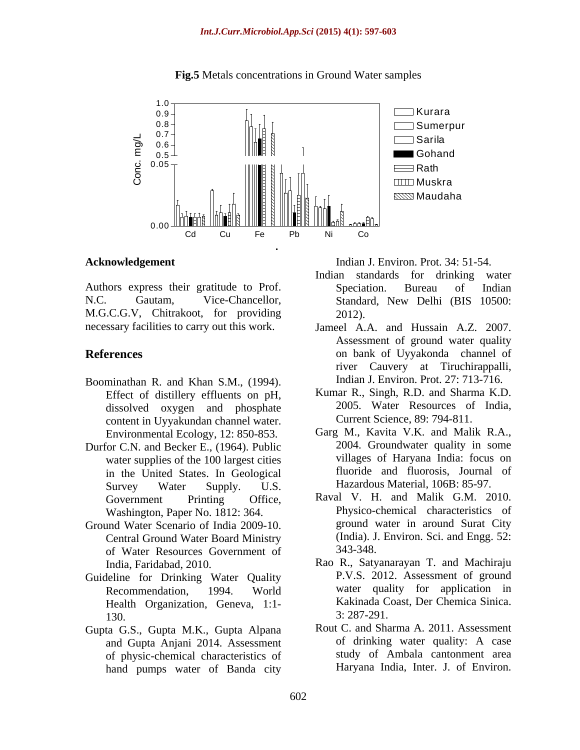**Fig.5** Metals concentrations in Ground Water samples

## Acknowledgement

Authors express their gratitude to Prof. N.C. Gautam, Vice-Chancellor, M.G.C.G.V, Chitrakoot, for providing necessary facilities to carry out this work.

## References

Boominathan R. and Khan S.M., (1994). Effect of distillery effluents on pH, dissolved oxygen and phosphate content in Uyyakundan channel water. Environmental Ecology, 12: 850-853.

Durfor C.N. and Becker E., (1964). Public water supplies of the 100 largest cities in the United States. In Geological Survey Water Supply. U.S. Government Printing Office, Washington, Paper No. 1812: 364.

Ground Water Scenario of India 2009-10. Central Ground Water Board Ministry of Water Resources Government of India, Faridabad, 2010.

Guideline for Drinking Water Quality Recommendation, 1994. World Health Organization, Geneva, 1:1-130.

Gupta G.S., Gupta M.K., Gupta Alpana and Gupta Anjani 2014. Assessment of physic-chemical characteristics of hand pumps water of Banda city Indian J. Environ. Prot. 34: 51-54.

Indian standards for drinking water Speciation. Bureau of Indian Standard, New Delhi (BIS 10500: 2012).

Jameel A.A. and Hussain A.Z. 2007. Assessment of ground water quality on bank of Uyyakonda channel of river Cauvery at Tiruchirappalli, Indian J. Environ. Prot. 27: 713-716.

Kumar R., Singh, R.D. and Sharma K.D. 2005. Water Resources of India, Current Science, 89: 794-811.

Garg M., Kavita V.K. and Malik R.A., 2004. Groundwater quality in some villages of Haryana India: focus on fluoride and fluorosis, Journal of Hazardous Material, 106B: 85-97.

Raval V. H. and Malik G.M. 2010. Physico-chemical characteristics of ground water in around Surat City (India). J. Environ. Sci. and Engg. 52: 343-348.

Rao R., Satyanarayan T. and Machiraju P.V.S. 2012. Assessment of ground water quality for application in Kakinada Coast, Der Chemica Sinica. 3: 287-291.

Rout C. and Sharma A. 2011. Assessment of drinking water quality: A case study of Ambala cantonment area Haryana India, Inter. J. of Environ.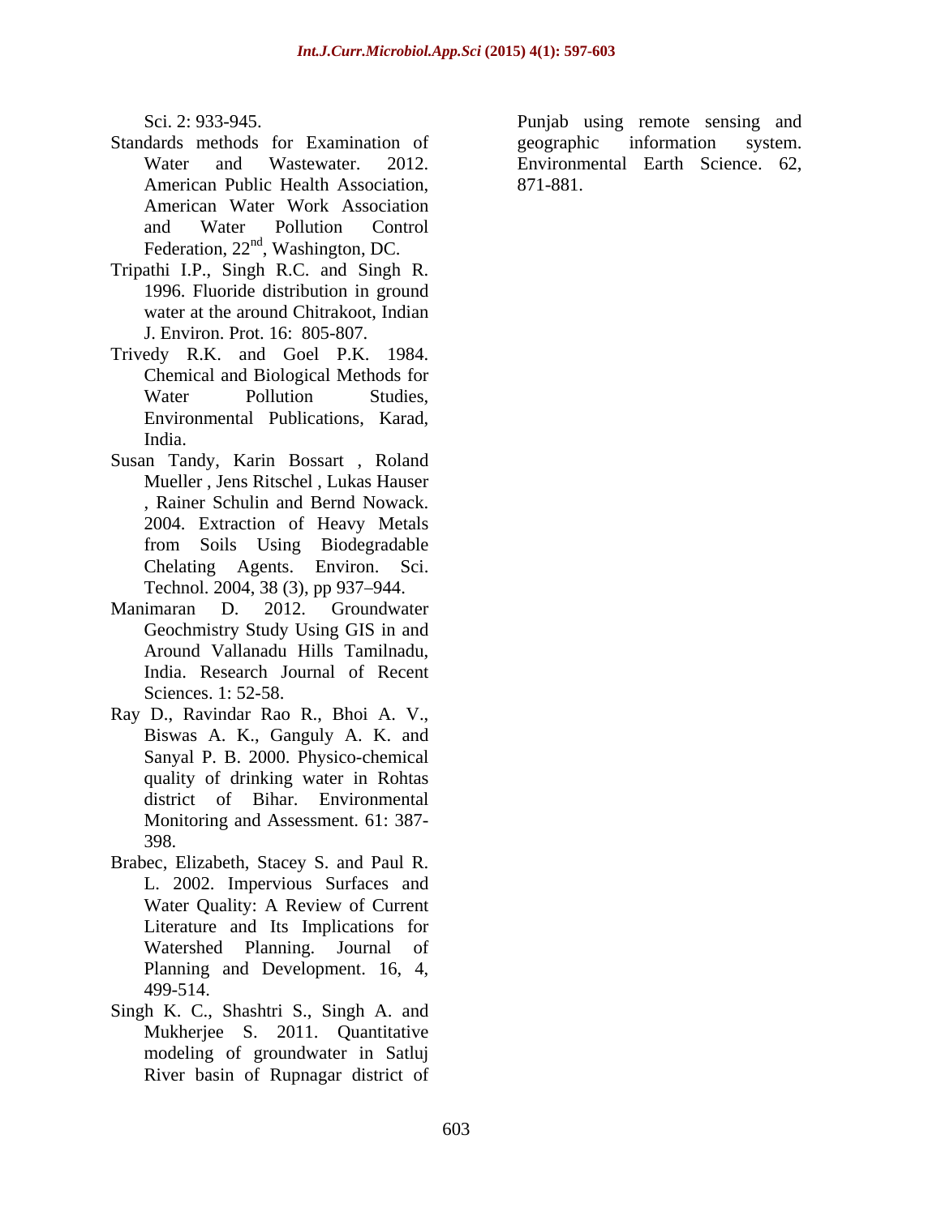Sci. 2: 933-945.

Standards methods for Examination of Water and Wastewater. 2012. American Public Health Association, American Water Work Association and Water Pollution Control Federation, 22nd, Washington, DC.

Tripathi I.P., Singh R.C. and Singh R. 1996. Fluoride distribution in ground water at the around Chitrakoot, Indian J. Environ. Prot. 16: 805-807.

Trivedy R.K. and Goel P.K. 1984. Chemical and Biological Methods for Water Pollution Studies, Environmental Publications, Karad, India.

Susan Tandy, Karin Bossart , Roland Mueller , Jens Ritschel , Lukas Hauser , Rainer Schulin and Bernd Nowack. 2004. Extraction of Heavy Metals from Soils Using Biodegradable Chelating Agents. Environ. Sci. Technol. 2004, 38 (3), pp 937–944.

Manimaran D. 2012. Groundwater Geochmistry Study Using GIS in and Around Vallanadu Hills Tamilnadu, India. Research Journal of Recent Sciences. 1: 52-58.

Ray D., Ravindar Rao R., Bhoi A. V., Biswas A. K., Ganguly A. K. and Sanyal P. B. 2000. Physico-chemical quality of drinking water in Rohtas district of Bihar. Environmental Monitoring and Assessment. 61: 387-398.

Brabec, Elizabeth, Stacey S. and Paul R. L. 2002. Impervious Surfaces and Water Quality: A Review of Current Literature and Its Implications for Watershed Planning. Journal of Planning and Development. 16, 4, 499-514.

Singh K. C., Shashtri S., Singh A. and Mukherjee S. 2011. Quantitative modeling of groundwater in Satluj River basin of Rupnagar district of Punjab using remote sensing and geographic information system. Environmental Earth Science. 62, 871-881.